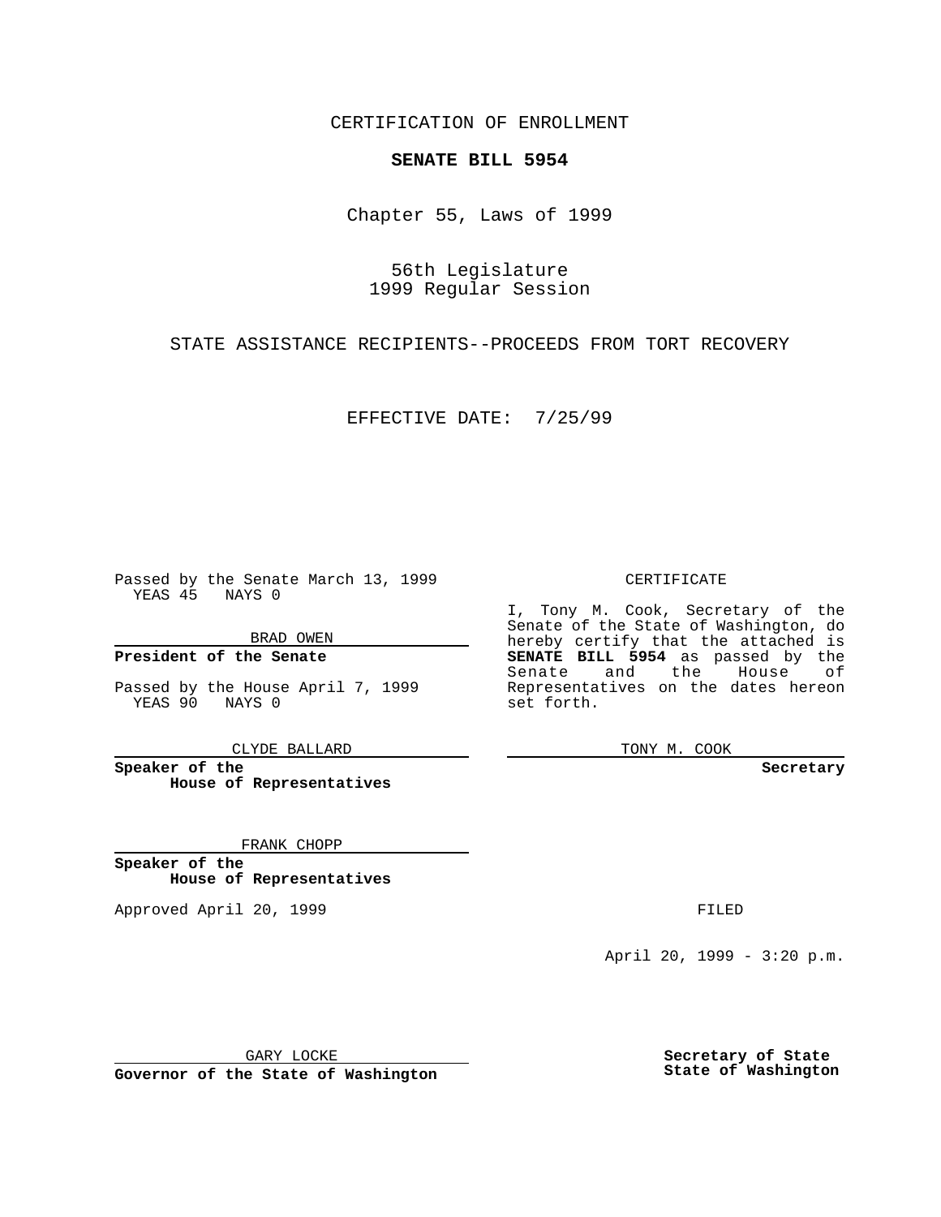CERTIFICATION OF ENROLLMENT

**SENATE BILL 5954**

Chapter 55, Laws of 1999

56th Legislature
1999 Regular Session

STATE ASSISTANCE RECIPIENTS--PROCEEDS FROM TORT RECOVERY

EFFECTIVE DATE: 7/25/99

Passed by the Senate March 13, 1999
YEAS 45 NAYS 0

BRAD OWEN

**President of the Senate**

Passed by the House April 7, 1999
YEAS 90 NAYS 0

CLYDE BALLARD

**Speaker of the House of Representatives**

FRANK CHOPP

**Speaker of the House of Representatives**

Approved April 20, 1999

GARY LOCKE

**Governor of the State of Washington**

CERTIFICATE

I, Tony M. Cook, Secretary of the Senate of the State of Washington, do hereby certify that the attached is **SENATE BILL 5954** as passed by the Senate and the House of Representatives on the dates hereon set forth.

TONY M. COOK

**Secretary**

FILED

April 20, 1999 - 3:20 p.m.

**Secretary of State State of Washington**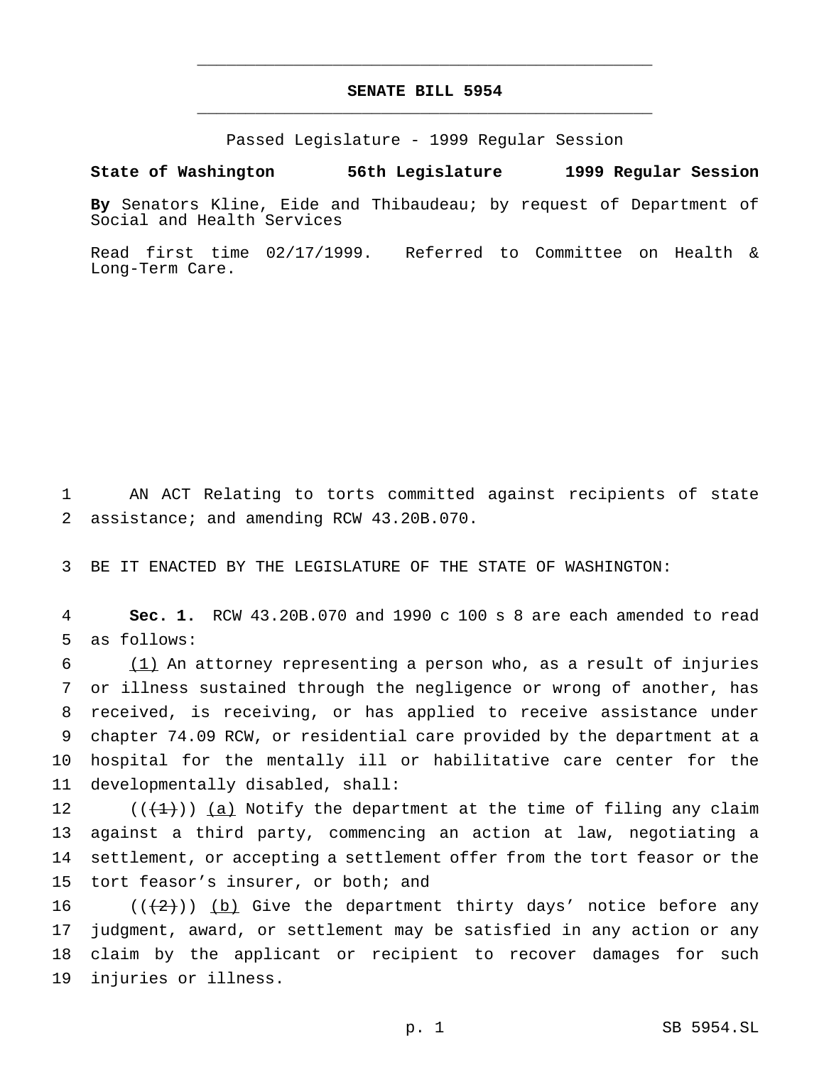# SENATE BILL 5954

Passed Legislature - 1999 Regular Session

**State of Washington 56th Legislature 1999 Regular Session**

**By** Senators Kline, Eide and Thibaudeau; by request of Department of Social and Health Services

Read first time 02/17/1999. Referred to Committee on Health & Long-Term Care.

1 AN ACT Relating to torts committed against recipients of state
2 assistance; and amending RCW 43.20B.070.

3 BE IT ENACTED BY THE LEGISLATURE OF THE STATE OF WASHINGTON:

4 **Sec. 1.** RCW 43.20B.070 and 1990 c 100 s 8 are each amended to read
5 as follows:

6 (1) An attorney representing a person who, as a result of injuries
7 or illness sustained through the negligence or wrong of another, has
8 received, is receiving, or has applied to receive assistance under
9 chapter 74.09 RCW, or residential care provided by the department at a
10 hospital for the mentally ill or habilitative care center for the
11 developmentally disabled, shall:

12 ((~~(1)~~)) (a) Notify the department at the time of filing any claim
13 against a third party, commencing an action at law, negotiating a
14 settlement, or accepting a settlement offer from the tort feasor or the
15 tort feasor's insurer, or both; and

16 ((~~(2)~~)) (b) Give the department thirty days' notice before any
17 judgment, award, or settlement may be satisfied in any action or any
18 claim by the applicant or recipient to recover damages for such
19 injuries or illness.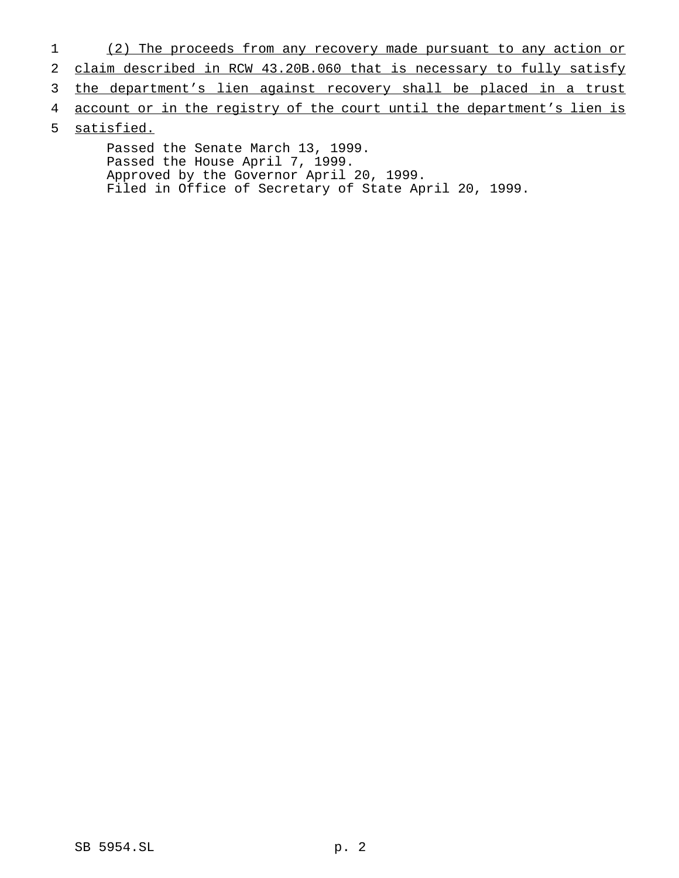(2) The proceeds from any recovery made pursuant to any action or claim described in RCW 43.20B.060 that is necessary to fully satisfy the department's lien against recovery shall be placed in a trust account or in the registry of the court until the department's lien is satisfied.

Passed the Senate March 13, 1999.
Passed the House April 7, 1999.
Approved by the Governor April 20, 1999.
Filed in Office of Secretary of State April 20, 1999.